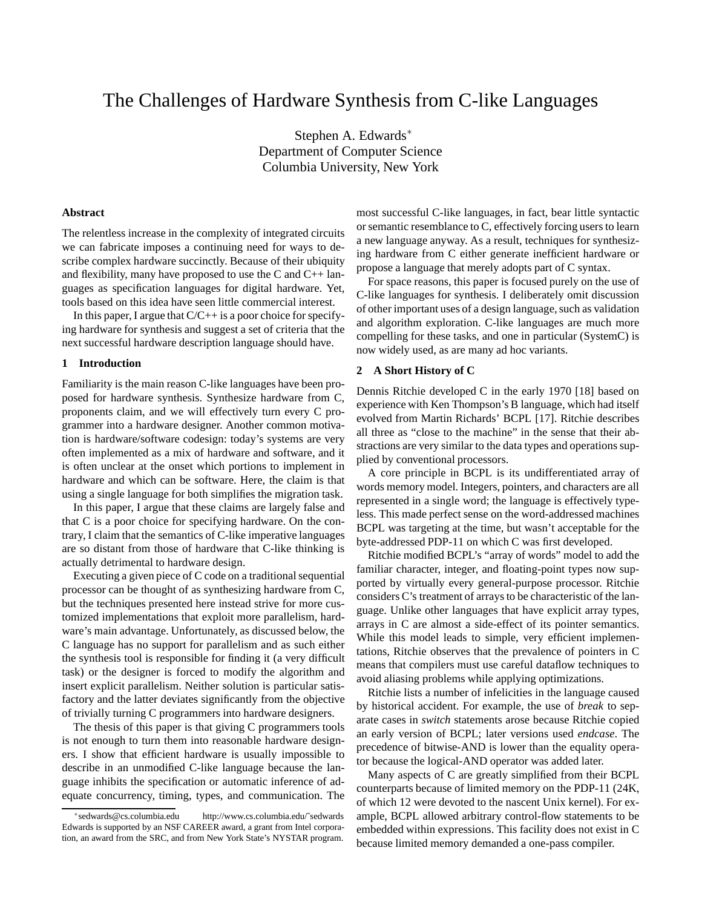# The Challenges of Hardware Synthesis from C-like Languages

Stephen A. Edwards*
Department of Computer Science
Columbia University, New York

### Abstract

The relentless increase in the complexity of integrated circuits we can fabricate imposes a continuing need for ways to describe complex hardware succinctly. Because of their ubiquity and flexibility, many have proposed to use the C and C++ languages as specification languages for digital hardware. Yet, tools based on this idea have seen little commercial interest.

In this paper, I argue that C/C++ is a poor choice for specifying hardware for synthesis and suggest a set of criteria that the next successful hardware description language should have.

## 1 Introduction

Familiarity is the main reason C-like languages have been proposed for hardware synthesis. Synthesize hardware from C, proponents claim, and we will effectively turn every C programmer into a hardware designer. Another common motivation is hardware/software codesign: today's systems are very often implemented as a mix of hardware and software, and it is often unclear at the onset which portions to implement in hardware and which can be software. Here, the claim is that using a single language for both simplifies the migration task.

In this paper, I argue that these claims are largely false and that C is a poor choice for specifying hardware. On the contrary, I claim that the semantics of C-like imperative languages are so distant from those of hardware design that C-like thinking is actually detrimental to hardware design.

Executing a given piece of C code on a traditional sequential processor can be thought of as synthesizing hardware from C, but the techniques presented here instead strive for more customized implementations that exploit more parallelism, hardware's main advantage. Unfortunately, as discussed below, the C language has no support for parallelism and as such either the synthesis tool is responsible for finding it (a very difficult task) or the designer is forced to modify the algorithm and insert explicit parallelism. Neither solution is particular satisfactory and the latter deviates significantly from the objective of trivially turning C programmers into hardware designers.

The thesis of this paper is that giving C programmers tools is not enough to turn them into reasonable hardware designers. I show that efficient hardware is usually impossible to describe in an unmodified C-like language because the language inhibits the specification or automatic inference of adequate concurrency, timing, types, and communication. The most successful C-like languages, in fact, bear little syntactic or semantic resemblance to C, effectively forcing users to learn a new language anyway. As a result, techniques for synthesizing hardware from C either generate inefficient hardware or propose a language that merely adopts part of C syntax.

For space reasons, this paper is focused purely on the use of C-like languages for synthesis. I deliberately omit discussion of other important uses of a design language, such as validation and algorithm exploration. C-like languages are much more compelling for these tasks, and one in particular (SystemC) is now widely used, as are many ad hoc variants.

## 2 A Short History of C

Dennis Ritchie developed C in the early 1970 [18] based on experience with Ken Thompson's B language, which had itself evolved from Martin Richards' BCPL [17]. Ritchie describes all three as "close to the machine" in the sense that their abstractions are very similar to the data types and operations supplied by conventional processors.

A core principle in BCPL is its undifferentiated array of words memory model. Integers, pointers, and characters are all represented in a single word; the language is effectively typeless. This made perfect sense on the word-addressed machines BCPL was targeting at the time, but wasn't acceptable for the byte-addressed PDP-11 on which C was first developed.

Ritchie modified BCPL's "array of words" model to add the familiar character, integer, and floating-point types now supported by virtually every general-purpose processor. Ritchie considers C's treatment of arrays to be characteristic of the language. Unlike other languages that have explicit array types, arrays in C are almost a side-effect of its pointer semantics. While this model leads to simple, very efficient implementations, Ritchie observes that the prevalence of pointers in C means that compilers must use careful dataflow techniques to avoid aliasing problems while applying optimizations.

Ritchie lists a number of infelicities in the language caused by historical accident. For example, the use of *break* to separate cases in *switch* statements arose because Ritchie copied an early version of BCPL; later versions used *endcase*. The precedence of bitwise-AND is lower than the equality operator because the logical-AND operator was added later.

Many aspects of C are greatly simplified from their BCPL counterparts because of limited memory on the PDP-11 (24K, of which 12 were devoted to the nascent Unix kernel). For example, BCPL allowed arbitrary control-flow statements to be embedded within expressions. This facility does not exist in C because limited memory demanded a one-pass compiler.

---

*sedwards@cs.columbia.edu http://www.cs.columbia.edu/~sedwards
Edwards is supported by an NSF CAREER award, a grant from Intel corporation, an award from the SRC, and from New York State's NYSTAR program.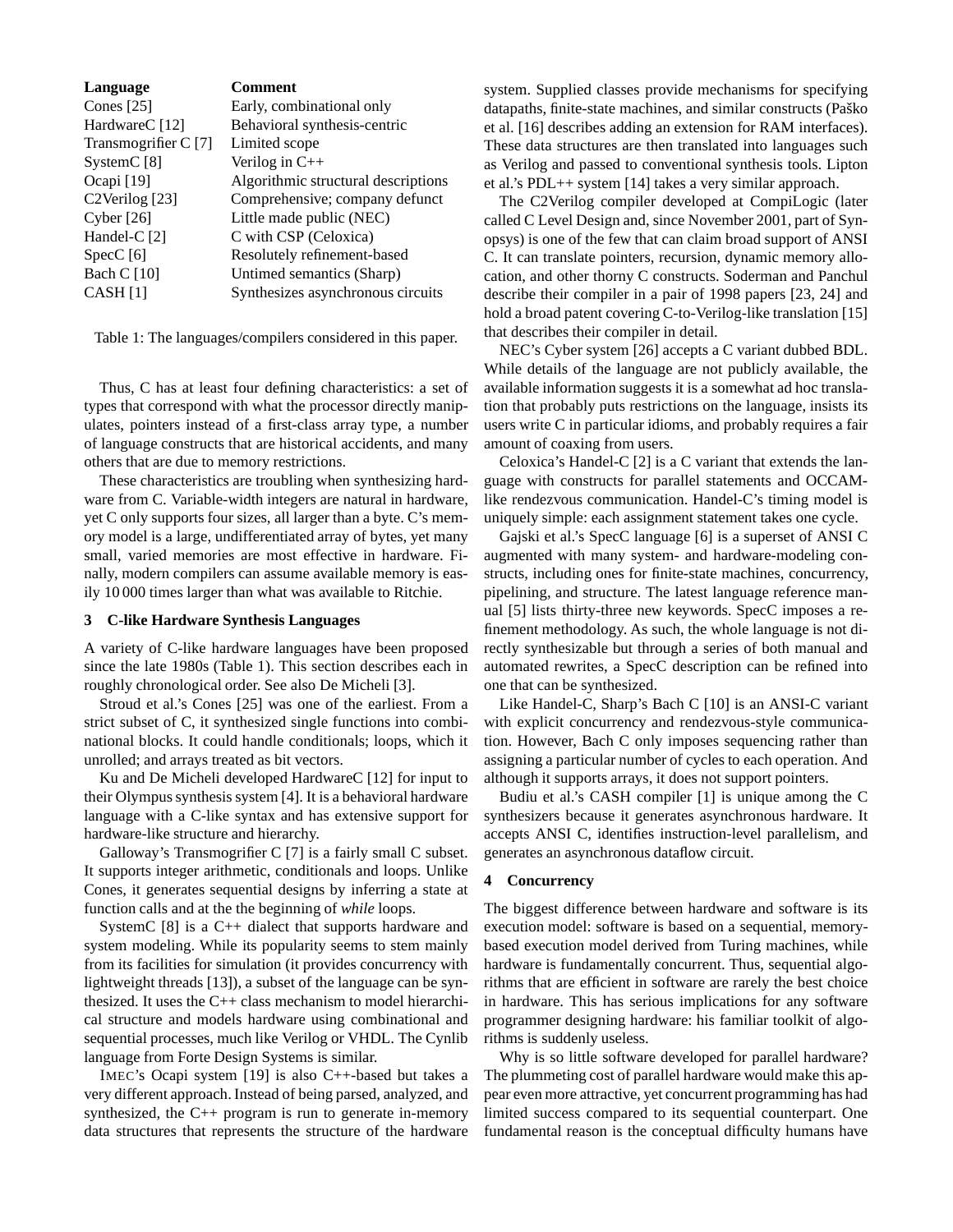| Language | Comment |
|---|---|
| Cones [25] | Early, combinational only |
| HardwareC [12] | Behavioral synthesis-centric |
| Transmogrifier C [7] | Limited scope |
| SystemC [8] | Verilog in C++ |
| Ocapi [19] | Algorithmic structural descriptions |
| C2Verilog [23] | Comprehensive; company defunct |
| Cyber [26] | Little made public (NEC) |
| Handel-C [2] | C with CSP (Celoxica) |
| SpecC [6] | Resolutely refinement-based |
| Bach C [10] | Untimed semantics (Sharp) |
| CASH [1] | Synthesizes asynchronous circuits |

Table 1: The languages/compilers considered in this paper.

Thus, C has at least four defining characteristics: a set of types that correspond with what the processor directly manipulates, pointers instead of a first-class array type, a number of language constructs that are historical accidents, and many others that are due to memory restrictions.

These characteristics are troubling when synthesizing hardware from C. Variable-width integers are natural in hardware, yet C only supports four sizes, all larger than a byte. C's memory model is a large, undifferentiated array of bytes, yet many small, varied memories are most effective in hardware. Finally, modern compilers can assume available memory is easily 10 000 times larger than what was available to Ritchie.

## 3 C-like Hardware Synthesis Languages

A variety of C-like hardware languages have been proposed since the late 1980s (Table 1). This section describes each in roughly chronological order. See also De Micheli [3].

Stroud et al.'s Cones [25] was one of the earliest. From a strict subset of C, it synthesized single functions into combinational blocks. It could handle conditionals; loops, which it unrolled; and arrays treated as bit vectors.

Ku and De Micheli developed HardwareC [12] for input to their Olympus synthesis system [4]. It is a behavioral hardware language with a C-like syntax and has extensive support for hardware-like structure and hierarchy.

Galloway's Transmogrifier C [7] is a fairly small C subset. It supports integer arithmetic, conditionals and loops. Unlike Cones, it generates sequential designs by inferring a state at function calls and at the the beginning of *while* loops.

SystemC [8] is a C++ dialect that supports hardware and system modeling. While its popularity seems to stem mainly from its facilities for simulation (it provides concurrency with lightweight threads [13]), a subset of the language can be synthesized. It uses the C++ class mechanism to model hierarchical structure and models hardware using combinational and sequential processes, much like Verilog or VHDL. The Cynlib language from Forte Design Systems is similar.

IMEC's Ocapi system [19] is also C++-based but takes a very different approach. Instead of being parsed, analyzed, and synthesized, the C++ program is run to generate in-memory data structures that represents the structure of the hardware system. Supplied classes provide mechanisms for specifying datapaths, finite-state machines, and similar constructs (Paško et al. [16] describes adding an extension for RAM interfaces). These data structures are then translated into languages such as Verilog and passed to conventional synthesis tools. Lipton et al.'s PDL++ system [14] takes a very similar approach.

The C2Verilog compiler developed at CompiLogic (later called C Level Design and, since November 2001, part of Synopsys) is one of the few that can claim broad support of ANSI C. It can translate pointers, recursion, dynamic memory allocation, and other thorny C constructs. Soderman and Panchul describe their compiler in a pair of 1998 papers [23, 24] and hold a broad patent covering C-to-Verilog-like translation [15] that describes their compiler in detail.

NEC's Cyber system [26] accepts a C variant dubbed BDL. While details of the language are not publicly available, the available information suggests it is a somewhat ad hoc translation that probably puts restrictions on the language, insists its users write C in particular idioms, and probably requires a fair amount of coaxing from users.

Celoxica's Handel-C [2] is a C variant that extends the language with constructs for parallel statements and OCCAM-like rendezvous communication. Handel-C's timing model is uniquely simple: each assignment statement takes one cycle.

Gajski et al.'s SpecC language [6] is a superset of ANSI C augmented with many system- and hardware-modeling constructs, including ones for finite-state machines, concurrency, pipelining, and structure. The latest language reference manual [5] lists thirty-three new keywords. SpecC imposes a refinement methodology. As such, the whole language is not directly synthesizable but through a series of both manual and automated rewrites, a SpecC description can be refined into one that can be synthesized.

Like Handel-C, Sharp's Bach C [10] is an ANSI-C variant with explicit concurrency and rendezvous-style communication. However, Bach C only imposes sequencing rather than assigning a particular number of cycles to each operation. And although it supports arrays, it does not support pointers.

Budiu et al.'s CASH compiler [1] is unique among the C synthesizers because it generates asynchronous hardware. It accepts ANSI C, identifies instruction-level parallelism, and generates an asynchronous dataflow circuit.

## 4 Concurrency

The biggest difference between hardware and software is its execution model: software is based on a sequential, memory-based execution model derived from Turing machines, while hardware is fundamentally concurrent. Thus, sequential algorithms that are efficient in software are rarely the best choice in hardware. This has serious implications for any software programmer designing hardware: his familiar toolkit of algorithms is suddenly useless.

Why is so little software developed for parallel hardware? The plummeting cost of parallel hardware would make this appear even more attractive, yet concurrent programming has had limited success compared to its sequential counterpart. One fundamental reason is the conceptual difficulty humans have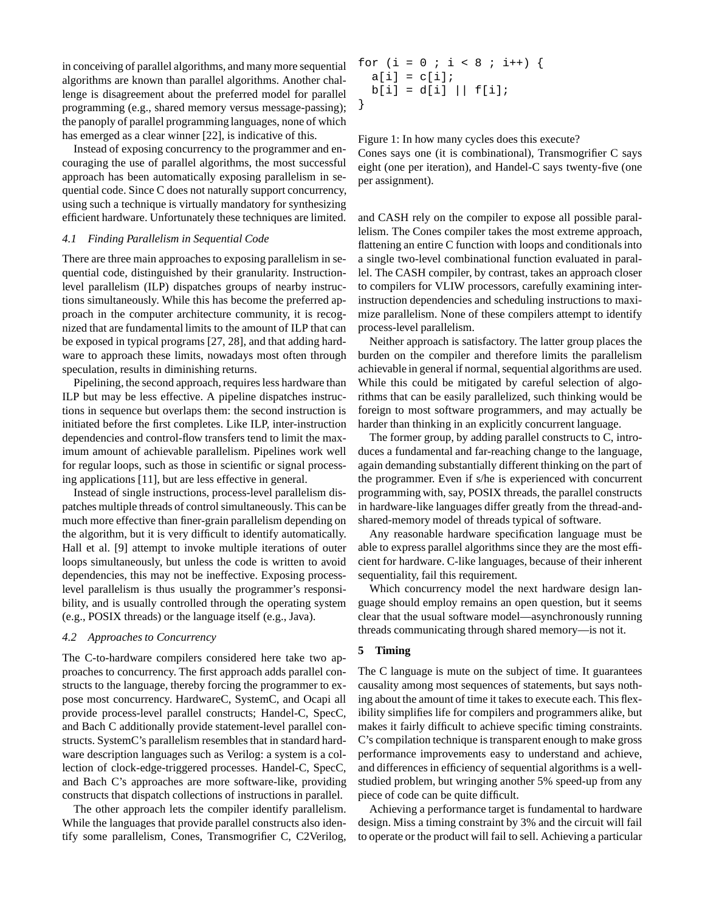in conceiving of parallel algorithms, and many more sequential algorithms are known than parallel algorithms. Another challenge is disagreement about the preferred model for parallel programming (e.g., shared memory versus message-passing); the panoply of parallel programming languages, none of which has emerged as a clear winner [22], is indicative of this.

Instead of exposing concurrency to the programmer and encouraging the use of parallel algorithms, the most successful approach has been automatically exposing parallelism in sequential code. Since C does not naturally support concurrency, using such a technique is virtually mandatory for synthesizing efficient hardware. Unfortunately these techniques are limited.

### 4.1 Finding Parallelism in Sequential Code

There are three main approaches to exposing parallelism in sequential code, distinguished by their granularity. Instruction-level parallelism (ILP) dispatches groups of nearby instructions simultaneously. While this has become the preferred approach in the computer architecture community, it is recognized that are fundamental limits to the amount of ILP that can be exposed in typical programs [27, 28], and that adding hardware to approach these limits, nowadays most often through speculation, results in diminishing returns.

Pipelining, the second approach, requires less hardware than ILP but may be less effective. A pipeline dispatches instructions in sequence but overlaps them: the second instruction is initiated before the first completes. Like ILP, inter-instruction dependencies and control-flow transfers tend to limit the maximum amount of achievable parallelism. Pipelines work well for regular loops, such as those in scientific or signal processing applications [11], but are less effective in general.

Instead of single instructions, process-level parallelism dispatches multiple threads of control simultaneously. This can be much more effective than finer-grain parallelism depending on the algorithm, but it is very difficult to identify automatically. Hall et al. [9] attempt to invoke multiple iterations of outer loops simultaneously, but unless the code is written to avoid dependencies, this may not be ineffective. Exposing process-level parallelism is thus usually the programmer's responsibility, and is usually controlled through the operating system (e.g., POSIX threads) or the language itself (e.g., Java).

### 4.2 Approaches to Concurrency

The C-to-hardware compilers considered here take two approaches to concurrency. The first approach adds parallel constructs to the language, thereby forcing the programmer to expose most concurrency. HardwareC, SystemC, and Ocapi all provide process-level parallel constructs; Handel-C, SpecC, and Bach C additionally provide statement-level parallel constructs. SystemC's parallelism resembles that in standard hardware description languages such as Verilog: a system is a collection of clock-edge-triggered processes. Handel-C, SpecC, and Bach C's approaches are more software-like, providing constructs that dispatch collections of instructions in parallel.

The other approach lets the compiler identify parallelism. While the languages that provide parallel constructs also identify some parallelism, Cones, Transmogrifier C, C2Verilog, and CASH rely on the compiler to expose all possible parallelism. The Cones compiler takes the most extreme approach, flattening an entire C function with loops and conditionals into a single two-level combinational function evaluated in parallel. The CASH compiler, by contrast, takes an approach closer to compilers for VLIW processors, carefully examining inter-instruction dependencies and scheduling instructions to maximize parallelism. None of these compilers attempt to identify process-level parallelism.

```
for (i = 0 ; i < 8 ; i++) {
  a[i] = c[i];
  b[i] = d[i] || f[i];
}
```

Figure 1: In how many cycles does this execute?
Cones says one (it is combinational), Transmogrifier C says eight (one per iteration), and Handel-C says twenty-five (one per assignment).

Neither approach is satisfactory. The latter group places the burden on the compiler and therefore limits the parallelism achievable in general if normal, sequential algorithms are used. While this could be mitigated by careful selection of algorithms that can be easily parallelized, such thinking would be foreign to most software programmers, and may actually be harder than thinking in an explicitly concurrent language.

The former group, by adding parallel constructs to C, introduces a fundamental and far-reaching change to the language, again demanding substantially different thinking on the part of the programmer. Even if s/he is experienced with concurrent programming with, say, POSIX threads, the parallel constructs in hardware-like languages differ greatly from the thread-and-shared-memory model of threads typical of software.

Any reasonable hardware specification language must be able to express parallel algorithms since they are the most efficient for hardware. C-like languages, because of their inherent sequentiality, fail this requirement.

Which concurrency model the next hardware design language should employ remains an open question, but it seems clear that the usual software model—asynchronously running threads communicating through shared memory—is not it.

## 5 Timing

The C language is mute on the subject of time. It guarantees causality among most sequences of statements, but says nothing about the amount of time it takes to execute each. This flexibility simplifies life for compilers and programmers alike, but makes it fairly difficult to achieve specific timing constraints. C's compilation technique is transparent enough to make gross performance improvements easy to understand and achieve, and differences in efficiency of sequential algorithms is a well-studied problem, but wringing another 5% speed-up from any piece of code can be quite difficult.

Achieving a performance target is fundamental to hardware design. Miss a timing constraint by 3% and the circuit will fail to operate or the product will fail to sell. Achieving a particular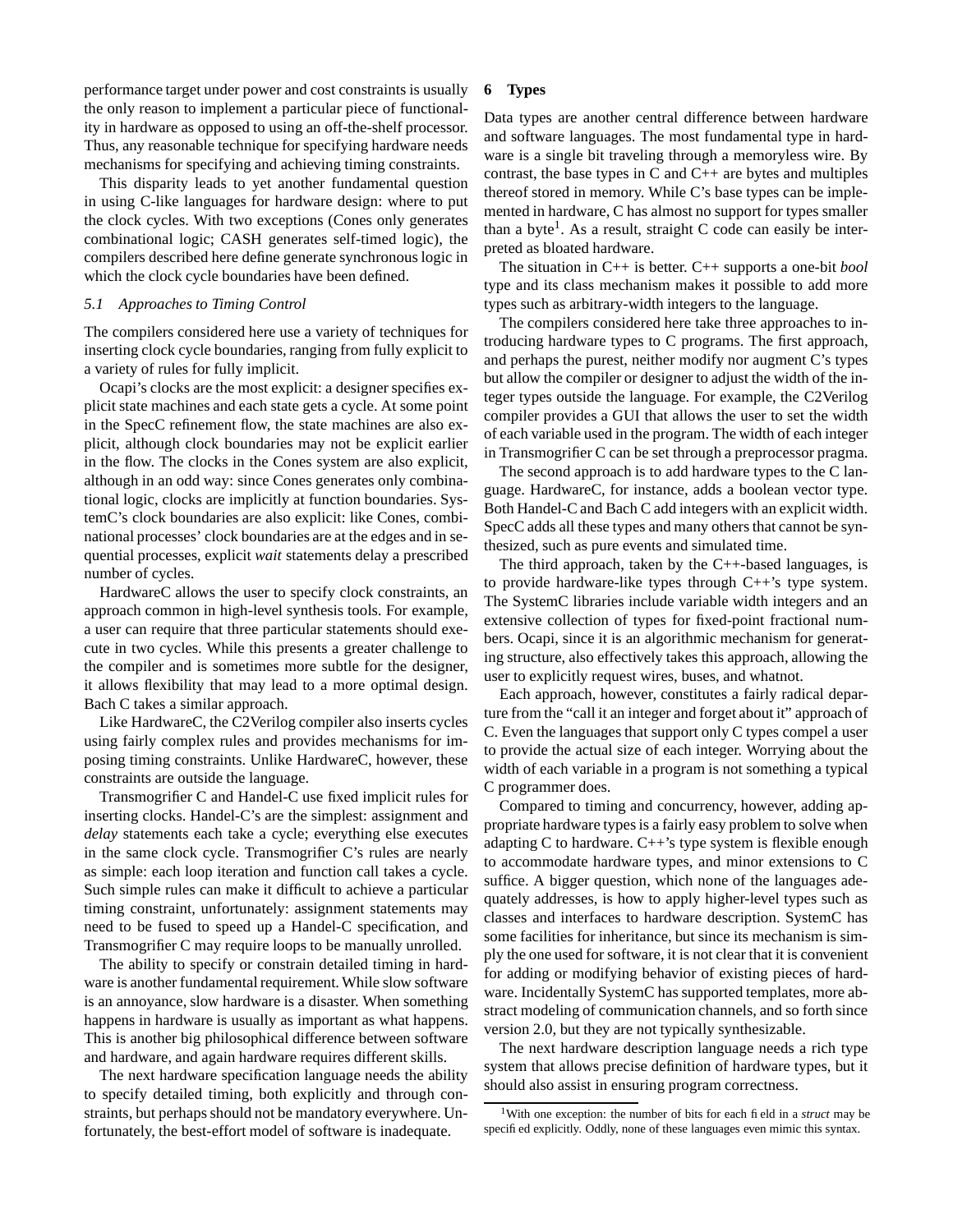performance target under power and cost constraints is usually the only reason to implement a particular piece of functionality in hardware as opposed to using an off-the-shelf processor. Thus, any reasonable technique for specifying hardware needs mechanisms for specifying and achieving timing constraints.

This disparity leads to yet another fundamental question in using C-like languages for hardware design: where to put the clock cycles. With two exceptions (Cones only generates combinational logic; CASH generates self-timed logic), the compilers described here define generate synchronous logic in which the clock cycle boundaries have been defined.

### *5.1 Approaches to Timing Control*

The compilers considered here use a variety of techniques for inserting clock cycle boundaries, ranging from fully explicit to a variety of rules for fully implicit.

Ocapi's clocks are the most explicit: a designer specifies explicit state machines and each state gets a cycle. At some point in the SpecC refinement flow, the state machines are also explicit, although clock boundaries may not be explicit earlier in the flow. The clocks in the Cones system are also explicit, although in an odd way: since Cones generates only combinational logic, clocks are implicitly at function boundaries. SystemC's clock boundaries are also explicit: like Cones, combinational processes' clock boundaries are at the edges and in sequential processes, explicit *wait* statements delay a prescribed number of cycles.

HardwareC allows the user to specify clock constraints, an approach common in high-level synthesis tools. For example, a user can require that three particular statements should execute in two cycles. While this presents a greater challenge to the compiler and is sometimes more subtle for the designer, it allows flexibility that may lead to a more optimal design. Bach C takes a similar approach.

Like HardwareC, the C2Verilog compiler also inserts cycles using fairly complex rules and provides mechanisms for imposing timing constraints. Unlike HardwareC, however, these constraints are outside the language.

Transmogrifier C and Handel-C use fixed implicit rules for inserting clocks. Handel-C's are the simplest: assignment and *delay* statements each take a cycle; everything else executes in the same clock cycle. Transmogrifier C's rules are nearly as simple: each loop iteration and function call takes a cycle. Such simple rules can make it difficult to achieve a particular timing constraint, unfortunately: assignment statements may need to be fused to speed up a Handel-C specification, and Transmogrifier C may require loops to be manually unrolled.

The ability to specify or constrain detailed timing in hardware is another fundamental requirement. While slow software is an annoyance, slow hardware is a disaster. When something happens in hardware is usually as important as what happens. This is another big philosophical difference between software and hardware, and again hardware requires different skills.

The next hardware specification language needs the ability to specify detailed timing, both explicitly and through constraints, but perhaps should not be mandatory everywhere. Unfortunately, the best-effort model of software is inadequate.

## 6 Types

Data types are another central difference between hardware and software languages. The most fundamental type in hardware is a single bit traveling through a memoryless wire. By contrast, the base types in C and C++ are bytes and multiples thereof stored in memory. While C's base types can be implemented in hardware, C has almost no support for types smaller than a byte[1]. As a result, straight C code can easily be interpreted as bloated hardware.

The situation in C++ is better. C++ supports a one-bit *bool* type and its class mechanism makes it possible to add more types such as arbitrary-width integers to the language.

The compilers considered here take three approaches to introducing hardware types to C programs. The first approach, and perhaps the purest, neither modify nor augment C's types but allow the compiler or designer to adjust the width of the integer types outside the language. For example, the C2Verilog compiler provides a GUI that allows the user to set the width of each variable used in the program. The width of each integer in Transmogrifier C can be set through a preprocessor pragma.

The second approach is to add hardware types to the C language. HardwareC, for instance, adds a boolean vector type. Both Handel-C and Bach C add integers with an explicit width. SpecC adds all these types and many others that cannot be synthesized, such as pure events and simulated time.

The third approach, taken by the C++-based languages, is to provide hardware-like types through C++'s type system. The SystemC libraries include variable width integers and an extensive collection of types for fixed-point fractional numbers. Ocapi, since it is an algorithmic mechanism for generating structure, also effectively takes this approach, allowing the user to explicitly request wires, buses, and whatnot.

Each approach, however, constitutes a fairly radical departure from the "call it an integer and forget about it" approach of C. Even the languages that support only C types compel a user to provide the actual size of each integer. Worrying about the width of each variable in a program is not something a typical C programmer does.

Compared to timing and concurrency, however, adding appropriate hardware types is a fairly easy problem to solve when adapting C to hardware. C++'s type system is flexible enough to accommodate hardware types, and minor extensions to C suffice. A bigger question, which none of the languages adequately addresses, is how to apply higher-level types such as classes and interfaces to hardware description. SystemC has some facilities for inheritance, but since its mechanism is simply the one used for software, it is not clear that it is convenient for adding or modifying behavior of existing pieces of hardware. Incidentally SystemC has supported templates, more abstract modeling of communication channels, and so forth since version 2.0, but they are not typically synthesizable.

The next hardware description language needs a rich type system that allows precise definition of hardware types, but it should also assist in ensuring program correctness.

[1]With one exception: the number of bits for each field in a *struct* may be specified explicitly. Oddly, none of these languages even mimic this syntax.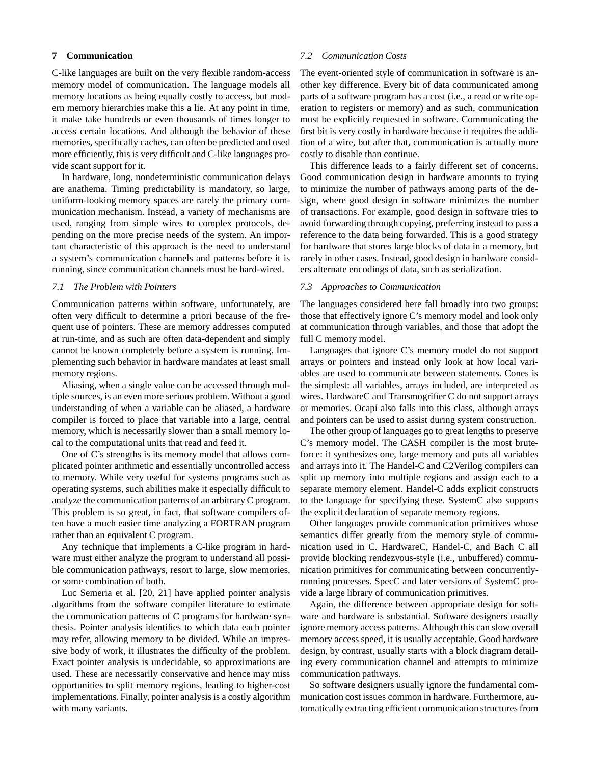## 7 Communication

C-like languages are built on the very flexible random-access memory model of communication. The language models all memory locations as being equally costly to access, but modern memory hierarchies make this a lie. At any point in time, it make take hundreds or even thousands of times longer to access certain locations. And although the behavior of these memories, specifically caches, can often be predicted and used more efficiently, this is very difficult and C-like languages provide scant support for it.

In hardware, long, nondeterministic communication delays are anathema. Timing predictability is mandatory, so large, uniform-looking memory spaces are rarely the primary communication mechanism. Instead, a variety of mechanisms are used, ranging from simple wires to complex protocols, depending on the more precise needs of the system. An important characteristic of this approach is the need to understand a system's communication channels and patterns before it is running, since communication channels must be hard-wired.

### *7.1 The Problem with Pointers*

Communication patterns within software, unfortunately, are often very difficult to determine a priori because of the frequent use of pointers. These are memory addresses computed at run-time, and as such are often data-dependent and simply cannot be known completely before a system is running. Implementing such behavior in hardware mandates at least small memory regions.

Aliasing, when a single value can be accessed through multiple sources, is an even more serious problem. Without a good understanding of when a variable can be aliased, a hardware compiler is forced to place that variable into a large, central memory, which is necessarily slower than a small memory local to the computational units that read and feed it.

One of C's strengths is its memory model that allows complicated pointer arithmetic and essentially uncontrolled access to memory. While very useful for systems programs such as operating systems, such abilities make it especially difficult to analyze the communication patterns of an arbitrary C program. This problem is so great, in fact, that software compilers often have a much easier time analyzing a FORTRAN program rather than an equivalent C program.

Any technique that implements a C-like program in hardware must either analyze the program to understand all possible communication pathways, resort to large, slow memories, or some combination of both.

Luc Semeria et al. [20, 21] have applied pointer analysis algorithms from the software compiler literature to estimate the communication patterns of C programs for hardware synthesis. Pointer analysis identifies to which data each pointer may refer, allowing memory to be divided. While an impressive body of work, it illustrates the difficulty of the problem. Exact pointer analysis is undecidable, so approximations are used. These are necessarily conservative and hence may miss opportunities to split memory regions, leading to higher-cost implementations. Finally, pointer analysis is a costly algorithm with many variants.

### *7.2 Communication Costs*

The event-oriented style of communication in software is another key difference. Every bit of data communicated among parts of a software program has a cost (i.e., a read or write operation to registers or memory) and as such, communication must be explicitly requested in software. Communicating the first bit is very costly in hardware because it requires the addition of a wire, but after that, communication is actually more costly to disable than continue.

This difference leads to a fairly different set of concerns. Good communication design in hardware amounts to trying to minimize the number of pathways among parts of the design, where good design in software minimizes the number of transactions. For example, good design in software tries to avoid forwarding through copying, preferring instead to pass a reference to the data being forwarded. This is a good strategy for hardware that stores large blocks of data in a memory, but rarely in other cases. Instead, good design in hardware considers alternate encodings of data, such as serialization.

### *7.3 Approaches to Communication*

The languages considered here fall broadly into two groups: those that effectively ignore C's memory model and look only at communication through variables, and those that adopt the full C memory model.

Languages that ignore C's memory model do not support arrays or pointers and instead only look at how local variables are used to communicate between statements. Cones is the simplest: all variables, arrays included, are interpreted as wires. HardwareC and Transmogrifier C do not support arrays or memories. Ocapi also falls into this class, although arrays and pointers can be used to assist during system construction.

The other group of languages go to great lengths to preserve C's memory model. The CASH compiler is the most brute-force: it synthesizes one, large memory and puts all variables and arrays into it. The Handel-C and C2Verilog compilers can split up memory into multiple regions and assign each to a separate memory element. Handel-C adds explicit constructs to the language for specifying these. SystemC also supports the explicit declaration of separate memory regions.

Other languages provide communication primitives whose semantics differ greatly from the memory style of communication used in C. HardwareC, Handel-C, and Bach C all provide blocking rendezvous-style (i.e., unbuffered) communication primitives for communicating between concurrently-running processes. SpecC and later versions of SystemC provide a large library of communication primitives.

Again, the difference between appropriate design for software and hardware is substantial. Software designers usually ignore memory access patterns. Although this can slow overall memory access speed, it is usually acceptable. Good hardware design, by contrast, usually starts with a block diagram detailing every communication channel and attempts to minimize communication pathways.

So software designers usually ignore the fundamental communication cost issues common in hardware. Furthermore, automatically extracting efficient communication structures from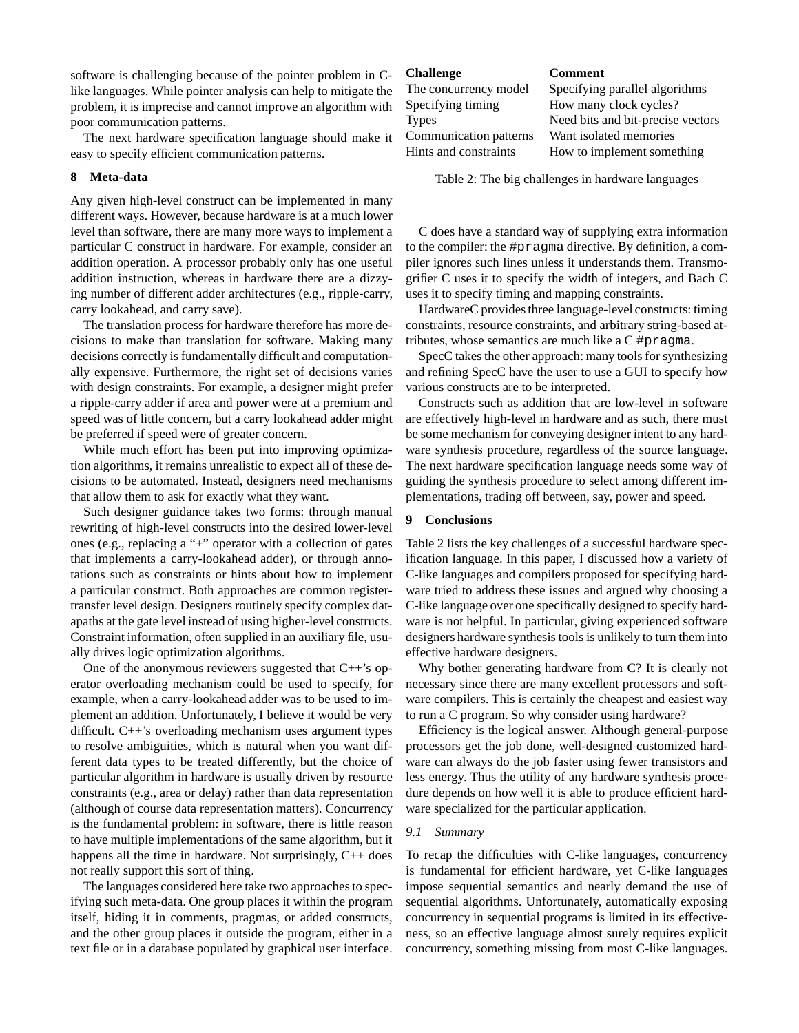software is challenging because of the pointer problem in C-like languages. While pointer analysis can help to mitigate the problem, it is imprecise and cannot improve an algorithm with poor communication patterns.

The next hardware specification language should make it easy to specify efficient communication patterns.

## 8 Meta-data

Any given high-level construct can be implemented in many different ways. However, because hardware is at a much lower level than software, there are many more ways to implement a particular C construct in hardware. For example, consider an addition operation. A processor probably only has one useful addition instruction, whereas in hardware there are a dizzying number of different adder architectures (e.g., ripple-carry, carry lookahead, and carry save).

The translation process for hardware therefore has more decisions to make than translation for software. Making many decisions correctly is fundamentally difficult and computationally expensive. Furthermore, the right set of decisions varies with design constraints. For example, a designer might prefer a ripple-carry adder if area and power were at a premium and speed was of little concern, but a carry lookahead adder might be preferred if speed were of greater concern.

While much effort has been put into improving optimization algorithms, it remains unrealistic to expect all of these decisions to be automated. Instead, designers need mechanisms that allow them to ask for exactly what they want.

Such designer guidance takes two forms: through manual rewriting of high-level constructs into the desired lower-level ones (e.g., replacing a "+" operator with a collection of gates that implements a carry-lookahead adder), or through annotations such as constraints or hints about how to implement a particular construct. Both approaches are common register-transfer level design. Designers routinely specify complex datapaths at the gate level instead of using higher-level constructs. Constraint information, often supplied in an auxiliary file, usually drives logic optimization algorithms.

One of the anonymous reviewers suggested that C++'s operator overloading mechanism could be used to specify, for example, when a carry-lookahead adder was to be used to implement an addition. Unfortunately, I believe it would be very difficult. C++'s overloading mechanism uses argument types to resolve ambiguities, which is natural when you want different data types to be treated differently, but the choice of particular algorithm in hardware is usually driven by resource constraints (e.g., area or delay) rather than data representation (although of course data representation matters). Concurrency is the fundamental problem: in software, there is little reason to have multiple implementations of the same algorithm, but it happens all the time in hardware. Not surprisingly, C++ does not really support this sort of thing.

The languages considered here take two approaches to specifying such meta-data. One group places it within the program itself, hiding it in comments, pragmas, or added constructs, and the other group places it outside the program, either in a text file or in a database populated by graphical user interface.

| Challenge | Comment |
|---|---|
| The concurrency model | Specifying parallel algorithms |
| Specifying timing | How many clock cycles? |
| Types | Need bits and bit-precise vectors |
| Communication patterns | Want isolated memories |
| Hints and constraints | How to implement something |

Table 2: The big challenges in hardware languages

C does have a standard way of supplying extra information to the compiler: the `#pragma` directive. By definition, a compiler ignores such lines unless it understands them. Transmogrifier C uses it to specify the width of integers, and Bach C uses it to specify timing and mapping constraints.

HardwareC provides three language-level constructs: timing constraints, resource constraints, and arbitrary string-based attributes, whose semantics are much like a C `#pragma`.

SpecC takes the other approach: many tools for synthesizing and refining SpecC have the user to use a GUI to specify how various constructs are to be interpreted.

Constructs such as addition that are low-level in software are effectively high-level in hardware and as such, there must be some mechanism for conveying designer intent to any hardware synthesis procedure, regardless of the source language. The next hardware specification language needs some way of guiding the synthesis procedure to select among different implementations, trading off between, say, power and speed.

## 9 Conclusions

Table 2 lists the key challenges of a successful hardware specification language. In this paper, I discussed how a variety of C-like languages and compilers proposed for specifying hardware tried to address these issues and argued why choosing a C-like language over one specifically designed to specify hardware is not helpful. In particular, giving experienced software designers hardware synthesis tools is unlikely to turn them into effective hardware designers.

Why bother generating hardware from C? It is clearly not necessary since there are many excellent processors and software compilers. This is certainly the cheapest and easiest way to run a C program. So why consider using hardware?

Efficiency is the logical answer. Although general-purpose processors get the job done, well-designed customized hardware can always do the job faster using fewer transistors and less energy. Thus the utility of any hardware synthesis procedure depends on how well it is able to produce efficient hardware specialized for the particular application.

### *9.1 Summary*

To recap the difficulties with C-like languages, concurrency is fundamental for efficient hardware, yet C-like languages impose sequential semantics and nearly demand the use of sequential algorithms. Unfortunately, automatically exposing concurrency in sequential programs is limited in its effectiveness, so an effective language almost surely requires explicit concurrency, something missing from most C-like languages.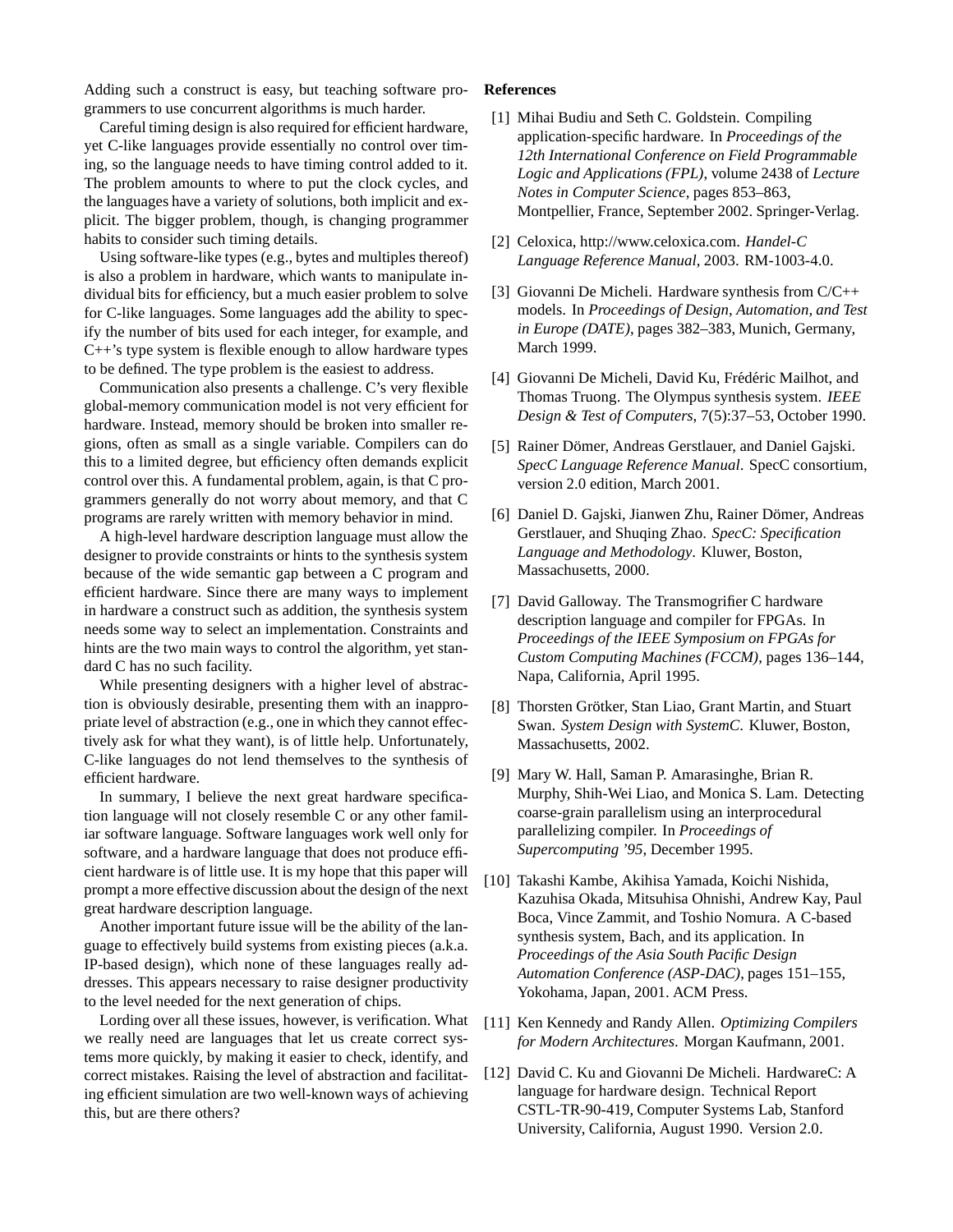Adding such a construct is easy, but teaching software programmers to use concurrent algorithms is much harder.

Careful timing design is also required for efficient hardware, yet C-like languages provide essentially no control over timing, so the language needs to have timing control added to it. The problem amounts to where to put the clock cycles, and the languages have a variety of solutions, both implicit and explicit. The bigger problem, though, is changing programmer habits to consider such timing details.

Using software-like types (e.g., bytes and multiples thereof) is also a problem in hardware, which wants to manipulate individual bits for efficiency, but a much easier problem to solve for C-like languages. Some languages add the ability to specify the number of bits used for each integer, for example, and C++'s type system is flexible enough to allow hardware types to be defined. The type problem is the easiest to address.

Communication also presents a challenge. C's very flexible global-memory communication model is not very efficient for hardware. Instead, memory should be broken into smaller regions, often as small as a single variable. Compilers can do this to a limited degree, but efficiency often demands explicit control over this. A fundamental problem, again, is that C programmers generally do not worry about memory, and that C programs are rarely written with memory behavior in mind.

A high-level hardware description language must allow the designer to provide constraints or hints to the synthesis system because of the wide semantic gap between a C program and efficient hardware. Since there are many ways to implement in hardware a construct such as addition, the synthesis system needs some way to select an implementation. Constraints and hints are the two main ways to control the algorithm, yet standard C has no such facility.

While presenting designers with a higher level of abstraction is obviously desirable, presenting them with an inappropriate level of abstraction (e.g., one in which they cannot effectively ask for what they want), is of little help. Unfortunately, C-like languages do not lend themselves to the synthesis of efficient hardware.

In summary, I believe the next great hardware specification language will not closely resemble C or any other familiar software language. Software languages work well only for software, and a hardware language that does not produce efficient hardware is of little use. It is my hope that this paper will prompt a more effective discussion about the design of the next great hardware description language.

Another important future issue will be the ability of the language to effectively build systems from existing pieces (a.k.a. IP-based design), which none of these languages really addresses. This appears necessary to raise designer productivity to the level needed for the next generation of chips.

Lording over all these issues, however, is verification. What we really need are languages that let us create correct systems more quickly, by making it easier to check, identify, and correct mistakes. Raising the level of abstraction and facilitating efficient simulation are two well-known ways of achieving this, but are there others?

## References

[1] Mihai Budiu and Seth C. Goldstein. Compiling application-specific hardware. In *Proceedings of the 12th International Conference on Field Programmable Logic and Applications (FPL)*, volume 2438 of *Lecture Notes in Computer Science*, pages 853–863, Montpellier, France, September 2002. Springer-Verlag.

[2] Celoxica, http://www.celoxica.com. *Handel-C Language Reference Manual*, 2003. RM-1003-4.0.

[3] Giovanni De Micheli. Hardware synthesis from C/C++ models. In *Proceedings of Design, Automation, and Test in Europe (DATE)*, pages 382–383, Munich, Germany, March 1999.

[4] Giovanni De Micheli, David Ku, Frédéric Mailhot, and Thomas Truong. The Olympus synthesis system. *IEEE Design & Test of Computers*, 7(5):37–53, October 1990.

[5] Rainer Dömer, Andreas Gerstlauer, and Daniel Gajski. *SpecC Language Reference Manual*. SpecC consortium, version 2.0 edition, March 2001.

[6] Daniel D. Gajski, Jianwen Zhu, Rainer Dömer, Andreas Gerstlauer, and Shuqing Zhao. *SpecC: Specification Language and Methodology*. Kluwer, Boston, Massachusetts, 2000.

[7] David Galloway. The Transmogrifier C hardware description language and compiler for FPGAs. In *Proceedings of the IEEE Symposium on FPGAs for Custom Computing Machines (FCCM)*, pages 136–144, Napa, California, April 1995.

[8] Thorsten Grötker, Stan Liao, Grant Martin, and Stuart Swan. *System Design with SystemC*. Kluwer, Boston, Massachusetts, 2002.

[9] Mary W. Hall, Saman P. Amarasinghe, Brian R. Murphy, Shih-Wei Liao, and Monica S. Lam. Detecting coarse-grain parallelism using an interprocedural parallelizing compiler. In *Proceedings of Supercomputing '95*, December 1995.

[10] Takashi Kambe, Akihisa Yamada, Koichi Nishida, Kazuhisa Okada, Mitsuhisa Ohnishi, Andrew Kay, Paul Boca, Vince Zammit, and Toshio Nomura. A C-based synthesis system, Bach, and its application. In *Proceedings of the Asia South Pacific Design Automation Conference (ASP-DAC)*, pages 151–155, Yokohama, Japan, 2001. ACM Press.

[11] Ken Kennedy and Randy Allen. *Optimizing Compilers for Modern Architectures*. Morgan Kaufmann, 2001.

[12] David C. Ku and Giovanni De Micheli. HardwareC: A language for hardware design. Technical Report CSTL-TR-90-419, Computer Systems Lab, Stanford University, California, August 1990. Version 2.0.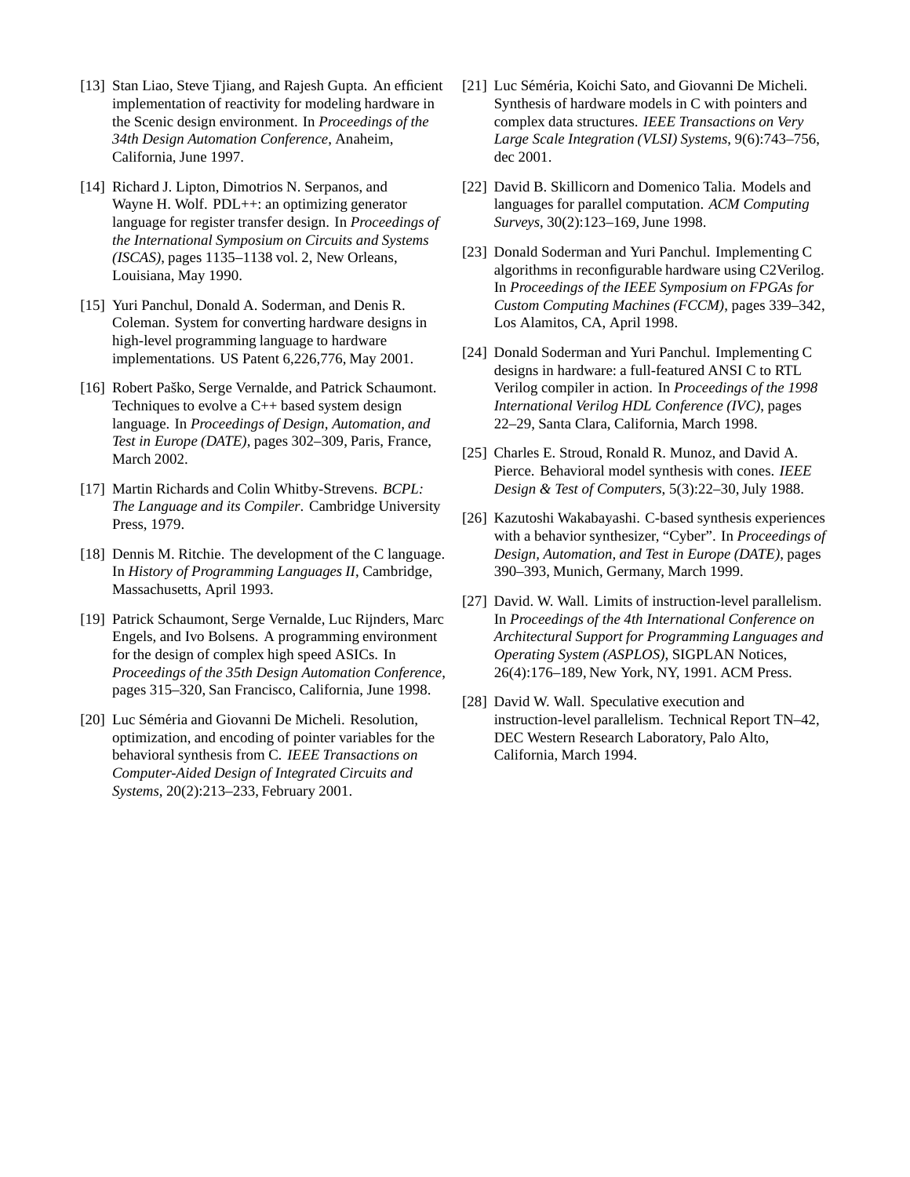[13] Stan Liao, Steve Tjiang, and Rajesh Gupta. An efficient implementation of reactivity for modeling hardware in the Scenic design environment. In *Proceedings of the 34th Design Automation Conference*, Anaheim, California, June 1997.

[14] Richard J. Lipton, Dimotrios N. Serpanos, and Wayne H. Wolf. PDL++: an optimizing generator language for register transfer design. In *Proceedings of the International Symposium on Circuits and Systems (ISCAS)*, pages 1135–1138 vol. 2, New Orleans, Louisiana, May 1990.

[15] Yuri Panchul, Donald A. Soderman, and Denis R. Coleman. System for converting hardware designs in high-level programming language to hardware implementations. US Patent 6,226,776, May 2001.

[16] Robert Paško, Serge Vernalde, and Patrick Schaumont. Techniques to evolve a C++ based system design language. In *Proceedings of Design, Automation, and Test in Europe (DATE)*, pages 302–309, Paris, France, March 2002.

[17] Martin Richards and Colin Whitby-Strevens. *BCPL: The Language and its Compiler*. Cambridge University Press, 1979.

[18] Dennis M. Ritchie. The development of the C language. In *History of Programming Languages II*, Cambridge, Massachusetts, April 1993.

[19] Patrick Schaumont, Serge Vernalde, Luc Rijnders, Marc Engels, and Ivo Bolsens. A programming environment for the design of complex high speed ASICs. In *Proceedings of the 35th Design Automation Conference*, pages 315–320, San Francisco, California, June 1998.

[20] Luc Séméria and Giovanni De Micheli. Resolution, optimization, and encoding of pointer variables for the behavioral synthesis from C. *IEEE Transactions on Computer-Aided Design of Integrated Circuits and Systems*, 20(2):213–233, February 2001.

[21] Luc Séméria, Koichi Sato, and Giovanni De Micheli. Synthesis of hardware models in C with pointers and complex data structures. *IEEE Transactions on Very Large Scale Integration (VLSI) Systems*, 9(6):743–756, dec 2001.

[22] David B. Skillicorn and Domenico Talia. Models and languages for parallel computation. *ACM Computing Surveys*, 30(2):123–169, June 1998.

[23] Donald Soderman and Yuri Panchul. Implementing C algorithms in reconfigurable hardware using C2Verilog. In *Proceedings of the IEEE Symposium on FPGAs for Custom Computing Machines (FCCM)*, pages 339–342, Los Alamitos, CA, April 1998.

[24] Donald Soderman and Yuri Panchul. Implementing C designs in hardware: a full-featured ANSI C to RTL Verilog compiler in action. In *Proceedings of the 1998 International Verilog HDL Conference (IVC)*, pages 22–29, Santa Clara, California, March 1998.

[25] Charles E. Stroud, Ronald R. Munoz, and David A. Pierce. Behavioral model synthesis with cones. *IEEE Design & Test of Computers*, 5(3):22–30, July 1988.

[26] Kazutoshi Wakabayashi. C-based synthesis experiences with a behavior synthesizer, "Cyber". In *Proceedings of Design, Automation, and Test in Europe (DATE)*, pages 390–393, Munich, Germany, March 1999.

[27] David. W. Wall. Limits of instruction-level parallelism. In *Proceedings of the 4th International Conference on Architectural Support for Programming Languages and Operating System (ASPLOS)*, SIGPLAN Notices, 26(4):176–189, New York, NY, 1991. ACM Press.

[28] David W. Wall. Speculative execution and instruction-level parallelism. Technical Report TN–42, DEC Western Research Laboratory, Palo Alto, California, March 1994.